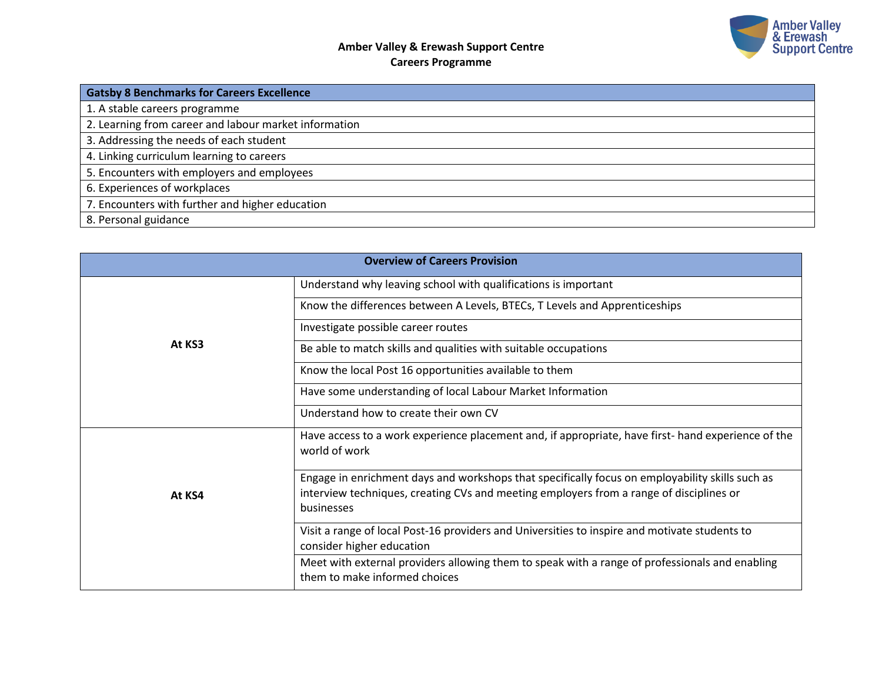**Amber Valley & Erewash Support Centre**
**Careers Programme**

| Gatsby 8 Benchmarks for Careers Excellence |
|---|
| 1. A stable careers programme |
| 2. Learning from career and labour market information |
| 3. Addressing the needs of each student |
| 4. Linking curriculum learning to careers |
| 5. Encounters with employers and employees |
| 6. Experiences of workplaces |
| 7. Encounters with further and higher education |
| 8. Personal guidance |

| Overview of Careers Provision | |
|---|---|
| **At KS3** | Understand why leaving school with qualifications is important |
| | Know the differences between A Levels, BTECs, T Levels and Apprenticeships |
| | Investigate possible career routes |
| | Be able to match skills and qualities with suitable occupations |
| | Know the local Post 16 opportunities available to them |
| | Have some understanding of local Labour Market Information |
| | Understand how to create their own CV |
| **At KS4** | Have access to a work experience placement and, if appropriate, have first- hand experience of the world of work |
| | Engage in enrichment days and workshops that specifically focus on employability skills such as interview techniques, creating CVs and meeting employers from a range of disciplines or businesses |
| | Visit a range of local Post-16 providers and Universities to inspire and motivate students to consider higher education |
| | Meet with external providers allowing them to speak with a range of professionals and enabling them to make informed choices |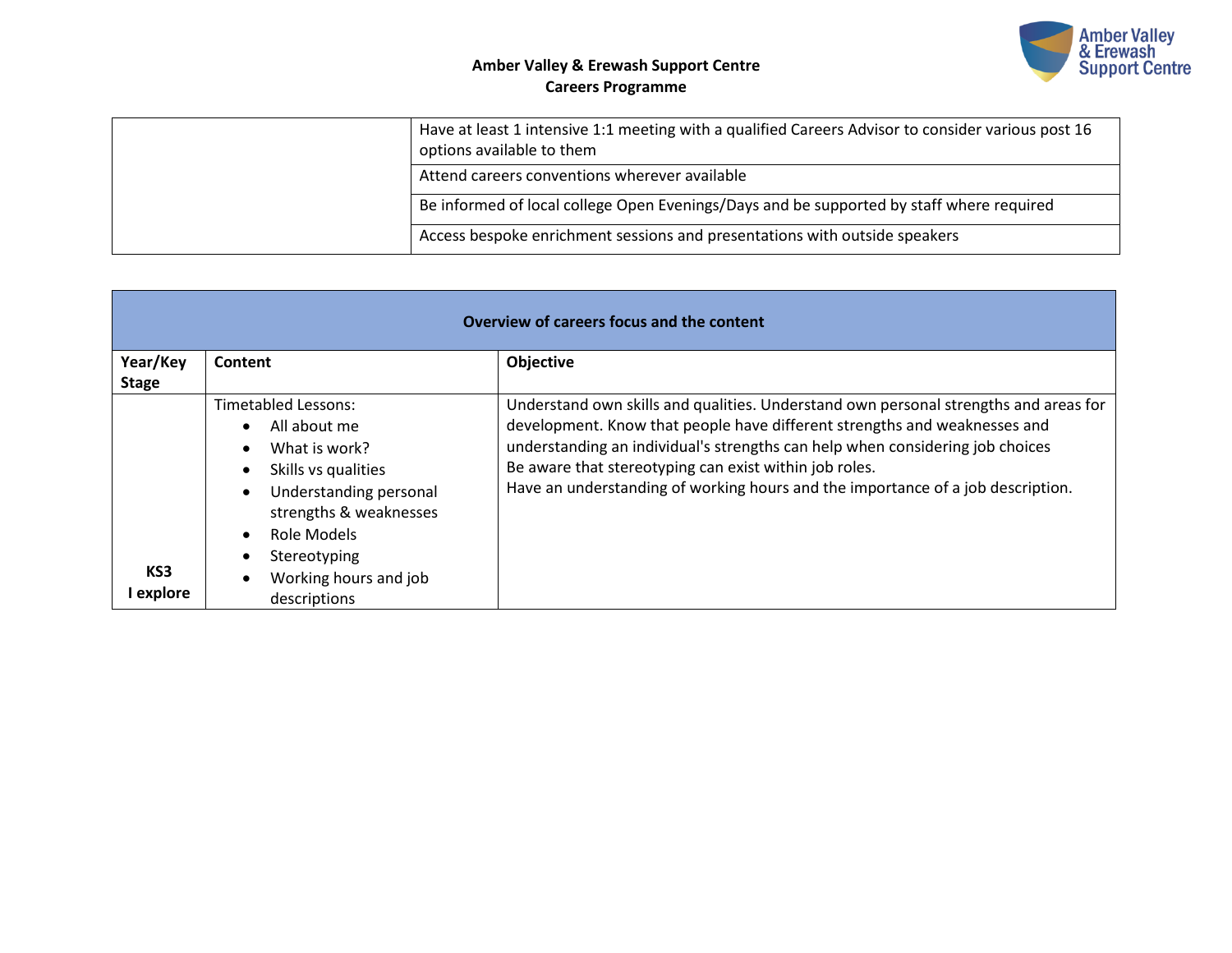| | |
|---|---|
| | Have at least 1 intensive 1:1 meeting with a qualified Careers Advisor to consider various post 16 options available to them |
| | Attend careers conventions wherever available |
| | Be informed of local college Open Evenings/Days and be supported by staff where required |
| | Access bespoke enrichment sessions and presentations with outside speakers |

| **Overview of careers focus and the content** | | |
|---|---|---|
| **Year/Key Stage** | **Content** | **Objective** |
| **KS3 I explore** | Timetabled Lessons:<br>• All about me<br>• What is work?<br>• Skills vs qualities<br>• Understanding personal strengths & weaknesses<br>• Role Models<br>• Stereotyping<br>• Working hours and job descriptions | Understand own skills and qualities. Understand own personal strengths and areas for development. Know that people have different strengths and weaknesses and understanding an individual's strengths can help when considering job choices<br>Be aware that stereotyping can exist within job roles.<br>Have an understanding of working hours and the importance of a job description. |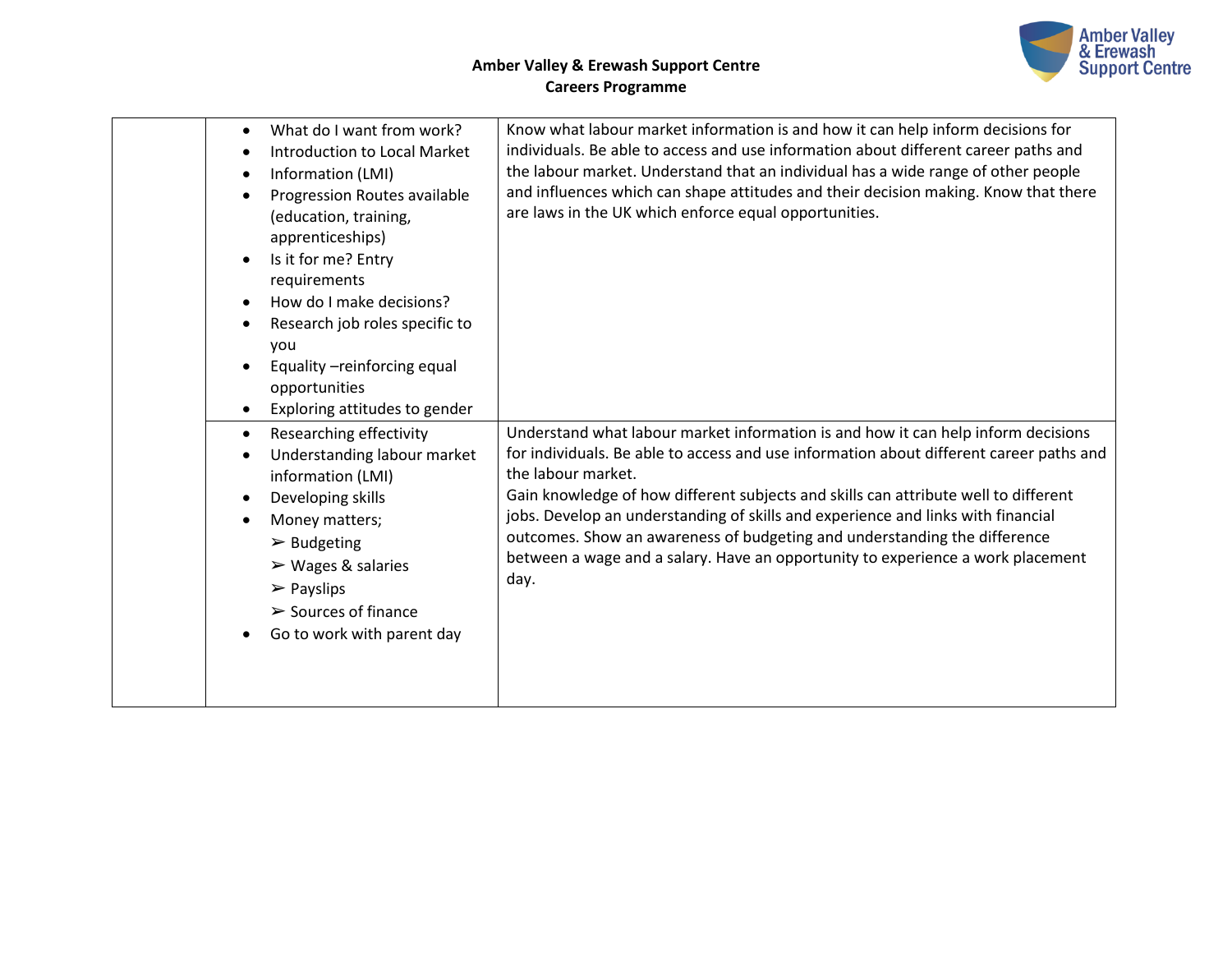| | | |
|---|---|---|
| | • What do I want from work?<br>• Introduction to Local Market Information (LMI)<br>• Progression Routes available (education, training, apprenticeships)<br>• Is it for me? Entry requirements<br>• How do I make decisions?<br>• Research job roles specific to you<br>• Equality –reinforcing equal opportunities<br>• Exploring attitudes to gender | Know what labour market information is and how it can help inform decisions for individuals. Be able to access and use information about different career paths and the labour market. Understand that an individual has a wide range of other people and influences which can shape attitudes and their decision making. Know that there are laws in the UK which enforce equal opportunities. |
| | • Researching effectivity<br>• Understanding labour market information (LMI)<br>• Developing skills<br>• Money matters;<br>  ➢ Budgeting<br>  ➢ Wages & salaries<br>  ➢ Payslips<br>  ➢ Sources of finance<br>• Go to work with parent day | Understand what labour market information is and how it can help inform decisions for individuals. Be able to access and use information about different career paths and the labour market.<br>Gain knowledge of how different subjects and skills can attribute well to different jobs. Develop an understanding of skills and experience and links with financial outcomes. Show an awareness of budgeting and understanding the difference between a wage and a salary. Have an opportunity to experience a work placement day. |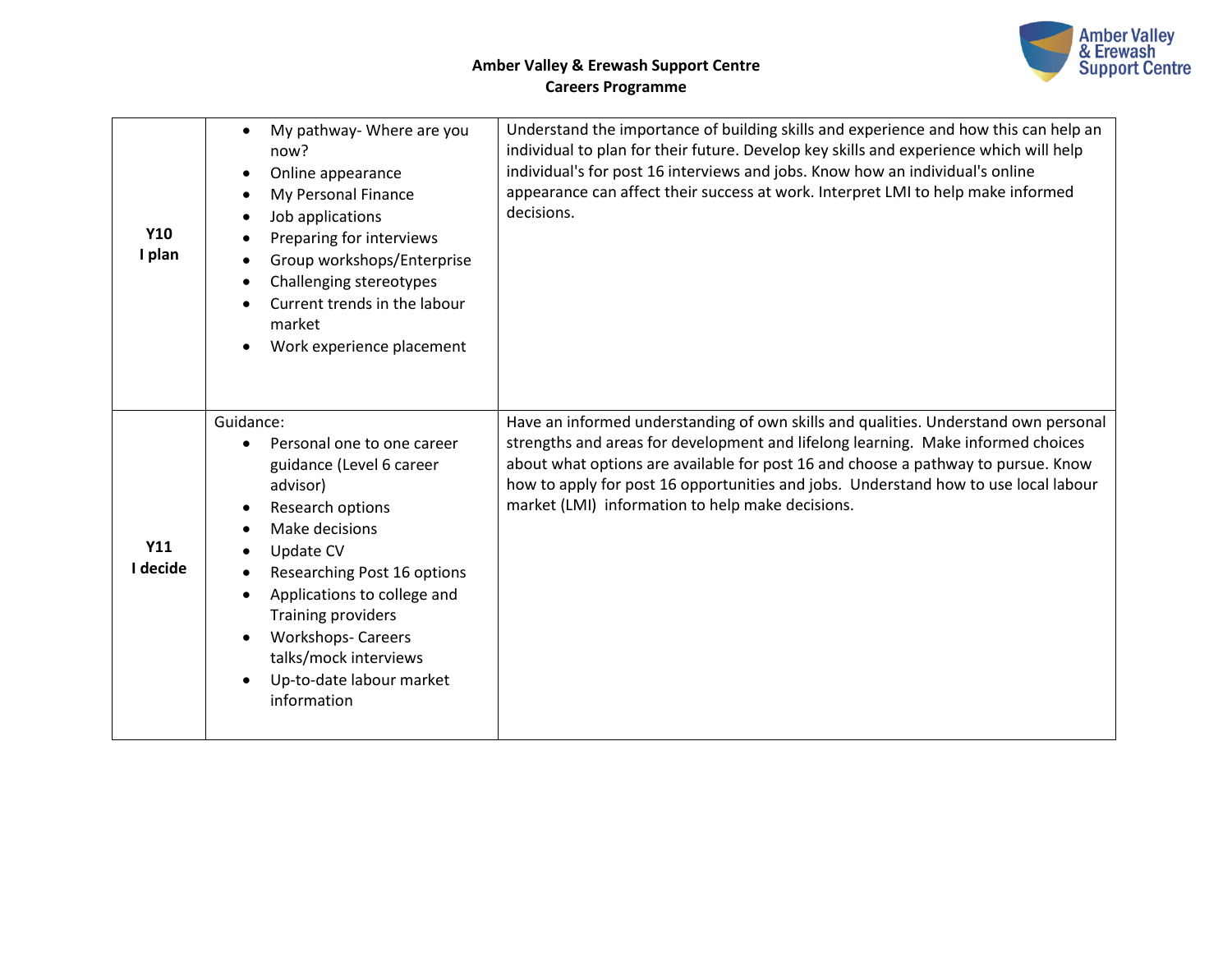**Amber Valley & Erewash Support Centre**
**Careers Programme**

| | | |
|---|---|---|
| **Y10**<br>**I plan** | • My pathway- Where are you now?<br>• Online appearance<br>• My Personal Finance<br>• Job applications<br>• Preparing for interviews<br>• Group workshops/Enterprise<br>• Challenging stereotypes<br>• Current trends in the labour market<br>• Work experience placement | Understand the importance of building skills and experience and how this can help an individual to plan for their future. Develop key skills and experience which will help individual's for post 16 interviews and jobs. Know how an individual's online appearance can affect their success at work. Interpret LMI to help make informed decisions. |
| **Y11**<br>**I decide** | Guidance:<br>• Personal one to one career guidance (Level 6 career advisor)<br>• Research options<br>• Make decisions<br>• Update CV<br>• Researching Post 16 options<br>• Applications to college and Training providers<br>• Workshops- Careers talks/mock interviews<br>• Up-to-date labour market information | Have an informed understanding of own skills and qualities. Understand own personal strengths and areas for development and lifelong learning. Make informed choices about what options are available for post 16 and choose a pathway to pursue. Know how to apply for post 16 opportunities and jobs. Understand how to use local labour market (LMI) information to help make decisions. |